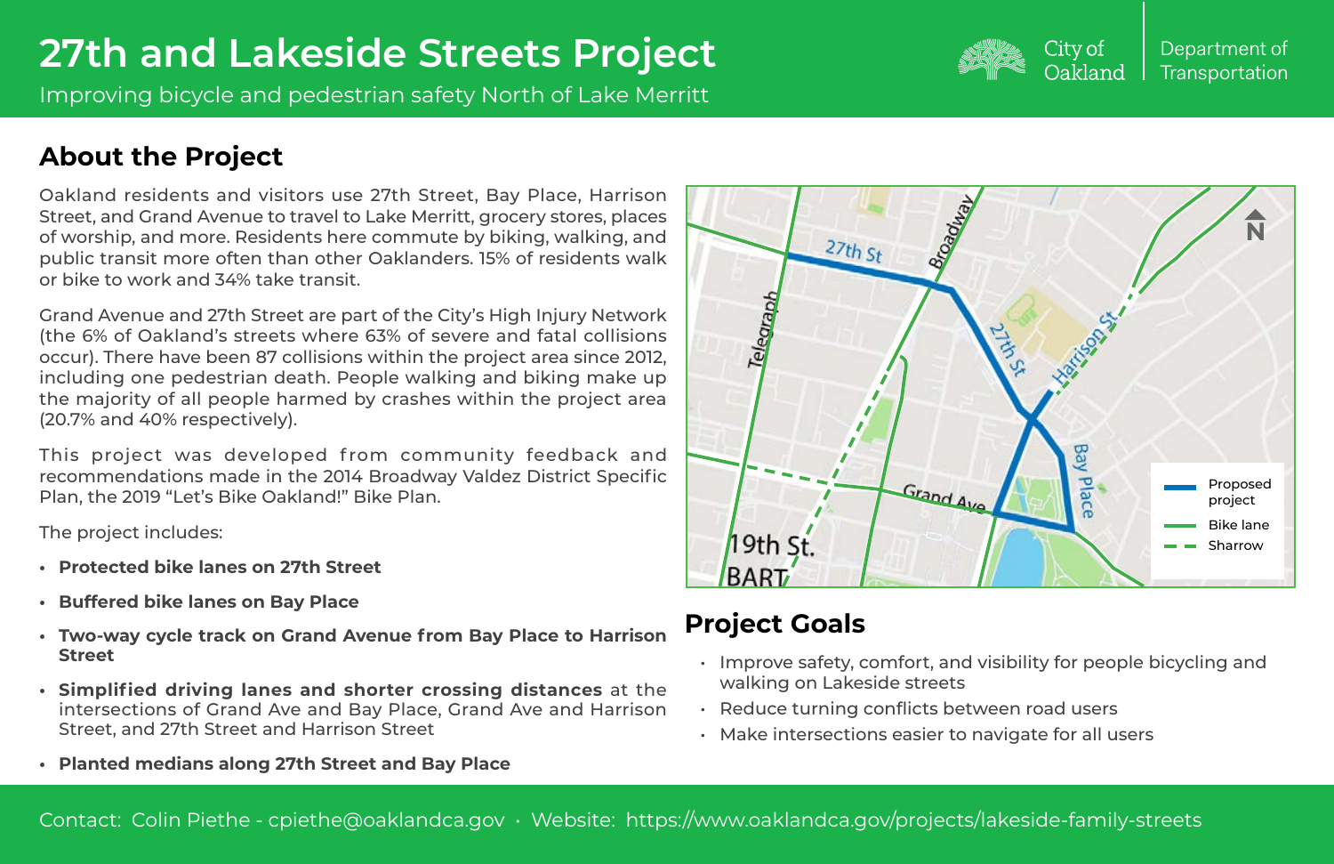# 27th and Lakeside Streets Project

Improving bicycle and pedestrian safety North of Lake Merritt

City of Oakland | Department of Transportation

## About the Project

Oakland residents and visitors use 27th Street, Bay Place, Harrison Street, and Grand Avenue to travel to Lake Merritt, grocery stores, places of worship, and more. Residents here commute by biking, walking, and public transit more often than other Oaklanders. 15% of residents walk or bike to work and 34% take transit.

Grand Avenue and 27th Street are part of the City's High Injury Network (the 6% of Oakland's streets where 63% of severe and fatal collisions occur). There have been 87 collisions within the project area since 2012, including one pedestrian death. People walking and biking make up the majority of all people harmed by crashes within the project area (20.7% and 40% respectively).

This project was developed from community feedback and recommendations made in the 2014 Broadway Valdez District Specific Plan, the 2019 "Let's Bike Oakland!" Bike Plan.

The project includes:

- **Protected bike lanes on 27th Street**
- **Buffered bike lanes on Bay Place**
- **Two-way cycle track on Grand Avenue from Bay Place to Harrison Street**
- **Simplified driving lanes and shorter crossing distances** at the intersections of Grand Ave and Bay Place, Grand Ave and Harrison Street, and 27th Street and Harrison Street
- **Planted medians along 27th Street and Bay Place**

## Project Goals

- Improve safety, comfort, and visibility for people bicycling and walking on Lakeside streets
- Reduce turning conflicts between road users
- Make intersections easier to navigate for all users

Contact: Colin Piethe - cpiethe@oaklandca.gov • Website: https://www.oaklandca.gov/projects/lakeside-family-streets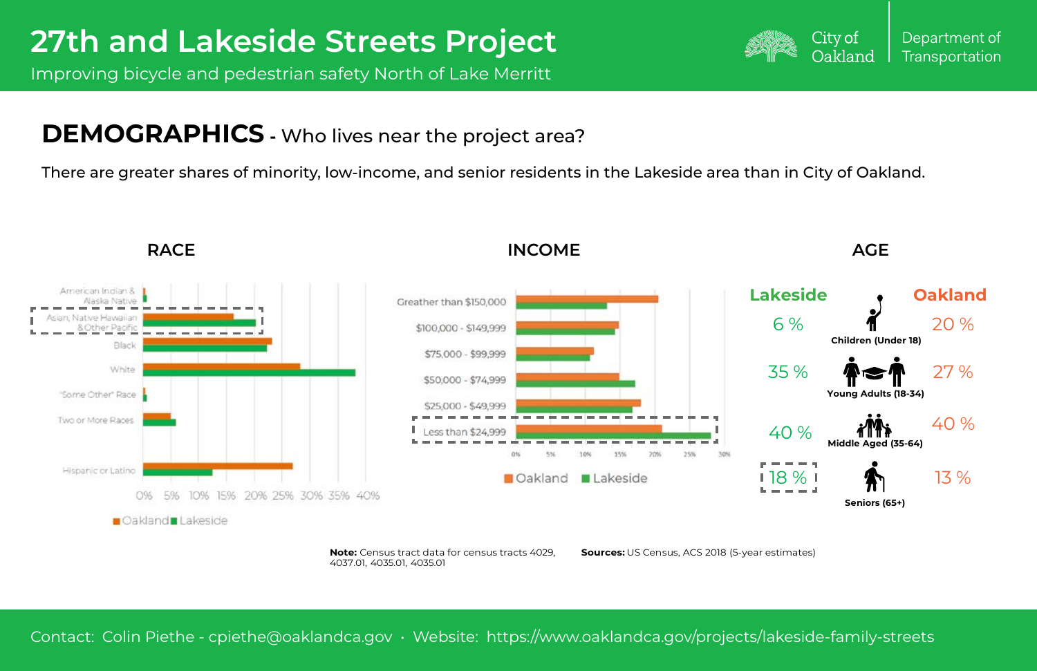# 27th and Lakeside Streets Project

Improving bicycle and pedestrian safety North of Lake Merritt

City of Oakland | Department of Transportation

## DEMOGRAPHICS - Who lives near the project area?

There are greater shares of minority, low-income, and senior residents in the Lakeside area than in City of Oakland.

### RACE

Categories: American Indian & Alaska Native; Asian, Native Hawaiian & Other Pacific; Black; White; "Some Other" Race; Two or More Races; Hispanic or Latino

Axis: 0% 5% 10% 15% 20% 25% 30% 35% 40%

Oakland / Lakeside

### INCOME

Categories: Greather than $150,000; $100,000 - $149,999; $75,000 - $99,999; $50,000 - $74,999; $25,000 - $49,999; Less than $24,999

Axis: 0% 5% 10% 15% 20% 25% 30%

Oakland / Lakeside

### AGE

| Lakeside | | Oakland |
|---|---|---|
| 6 % | Children (Under 18) | 20 % |
| 35 % | Young Adults (18-34) | 27 % |
| 40 % | Middle Aged (35-64) | 40 % |
| 18 % | Seniors (65+) | 13 % |

**Note:** Census tract data for census tracts 4029, 4037.01, 4035.01, 4035.01

**Sources:** US Census, ACS 2018 (5-year estimates)

Contact: Colin Piethe - cpiethe@oaklandca.gov • Website: https://www.oaklandca.gov/projects/lakeside-family-streets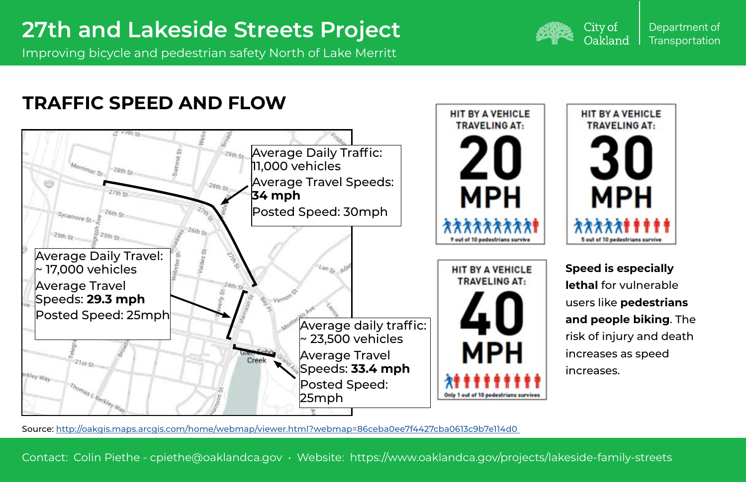# 27th and Lakeside Streets Project

Improving bicycle and pedestrian safety North of Lake Merritt

City of Oakland | Department of Transportation

## TRAFFIC SPEED AND FLOW

Average Daily Traffic: 11,000 vehicles
Average Travel Speeds: **34 mph**
Posted Speed: 30mph

Average Daily Travel: ~ 17,000 vehicles
Average Travel Speeds: **29.3 mph**
Posted Speed: 25mph

Average daily traffic: ~ 23,500 vehicles
Average Travel Speeds: **33.4 mph**
Posted Speed: 25mph

HIT BY A VEHICLE TRAVELING AT: 20 MPH
9 out of 10 pedestrians survive

HIT BY A VEHICLE TRAVELING AT: 30 MPH
5 out of 10 pedestrians survive

HIT BY A VEHICLE TRAVELING AT: 40 MPH
Only 1 out of 10 pedestrians survives

**Speed is especially lethal** for vulnerable users like **pedestrians and people biking**. The risk of injury and death increases as speed increases.

Source: http://oakgis.maps.arcgis.com/home/webmap/viewer.html?webmap=86ceba0ee7f4427cba0613c9b7e114d0

Contact: Colin Piethe - cpiethe@oaklandca.gov • Website: https://www.oaklandca.gov/projects/lakeside-family-streets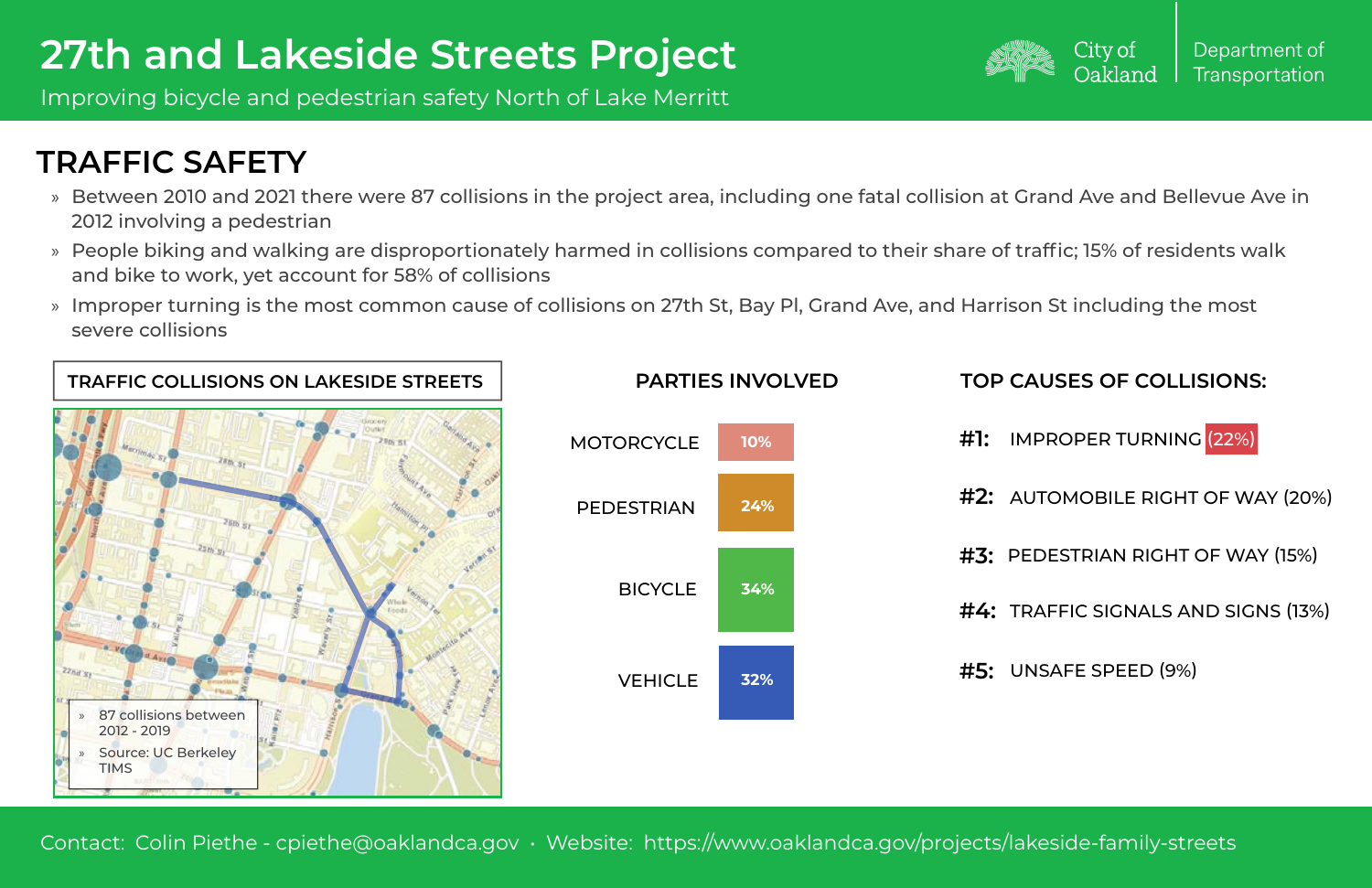# 27th and Lakeside Streets Project

Improving bicycle and pedestrian safety North of Lake Merritt

City of Oakland | Department of Transportation

## TRAFFIC SAFETY

- Between 2010 and 2021 there were 87 collisions in the project area, including one fatal collision at Grand Ave and Bellevue Ave in 2012 involving a pedestrian
- People biking and walking are disproportionately harmed in collisions compared to their share of traffic; 15% of residents walk and bike to work, yet account for 58% of collisions
- Improper turning is the most common cause of collisions on 27th St, Bay Pl, Grand Ave, and Harrison St including the most severe collisions

### TRAFFIC COLLISIONS ON LAKESIDE STREETS

- 87 collisions between 2012 - 2019
- Source: UC Berkeley TIMS

### PARTIES INVOLVED

| Party | Share |
| --- | --- |
| MOTORCYCLE | 10% |
| PEDESTRIAN | 24% |
| BICYCLE | 34% |
| VEHICLE | 32% |

### TOP CAUSES OF COLLISIONS:

**#1:** IMPROPER TURNING (22%)

**#2:** AUTOMOBILE RIGHT OF WAY (20%)

**#3:** PEDESTRIAN RIGHT OF WAY (15%)

**#4:** TRAFFIC SIGNALS AND SIGNS (13%)

**#5:** UNSAFE SPEED (9%)

Contact: Colin Piethe - cpiethe@oaklandca.gov • Website: https://www.oaklandca.gov/projects/lakeside-family-streets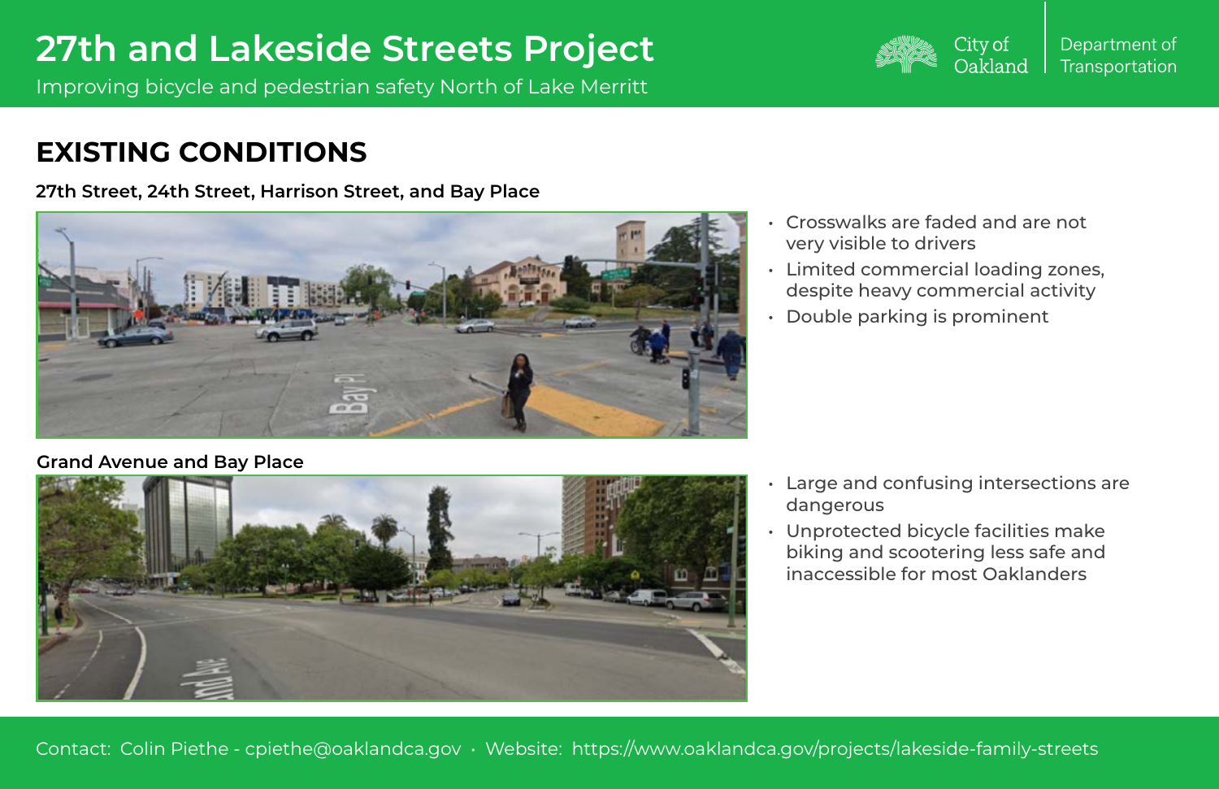# 27th and Lakeside Streets Project

Improving bicycle and pedestrian safety North of Lake Merritt

City of Oakland | Department of Transportation

## EXISTING CONDITIONS

### 27th Street, 24th Street, Harrison Street, and Bay Place

- Crosswalks are faded and are not very visible to drivers
- Limited commercial loading zones, despite heavy commercial activity
- Double parking is prominent

### Grand Avenue and Bay Place

- Large and confusing intersections are dangerous
- Unprotected bicycle facilities make biking and scootering less safe and inaccessible for most Oaklanders

Contact: Colin Piethe - cpiethe@oaklandca.gov • Website: https://www.oaklandca.gov/projects/lakeside-family-streets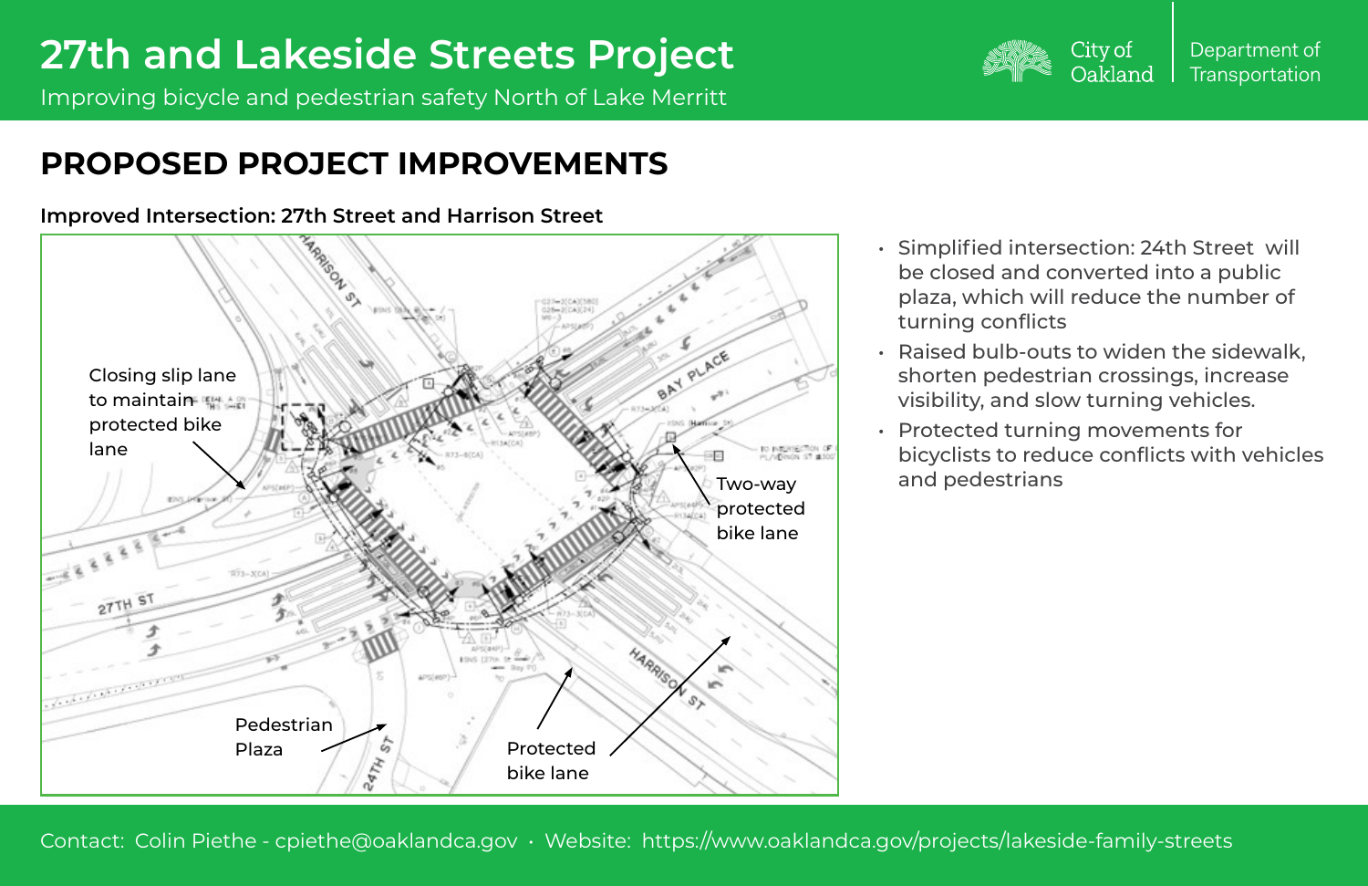# 27th and Lakeside Streets Project

Improving bicycle and pedestrian safety North of Lake Merritt

City of Oakland | Department of Transportation

## PROPOSED PROJECT IMPROVEMENTS

**Improved Intersection: 27th Street and Harrison Street**

Closing slip lane to maintain protected bike lane

Two-way protected bike lane

Pedestrian Plaza

Protected bike lane

- Simplified intersection: 24th Street will be closed and converted into a public plaza, which will reduce the number of turning conflicts
- Raised bulb-outs to widen the sidewalk, shorten pedestrian crossings, increase visibility, and slow turning vehicles.
- Protected turning movements for bicyclists to reduce conflicts with vehicles and pedestrians

Contact: Colin Piethe - cpiethe@oaklandca.gov • Website: https://www.oaklandca.gov/projects/lakeside-family-streets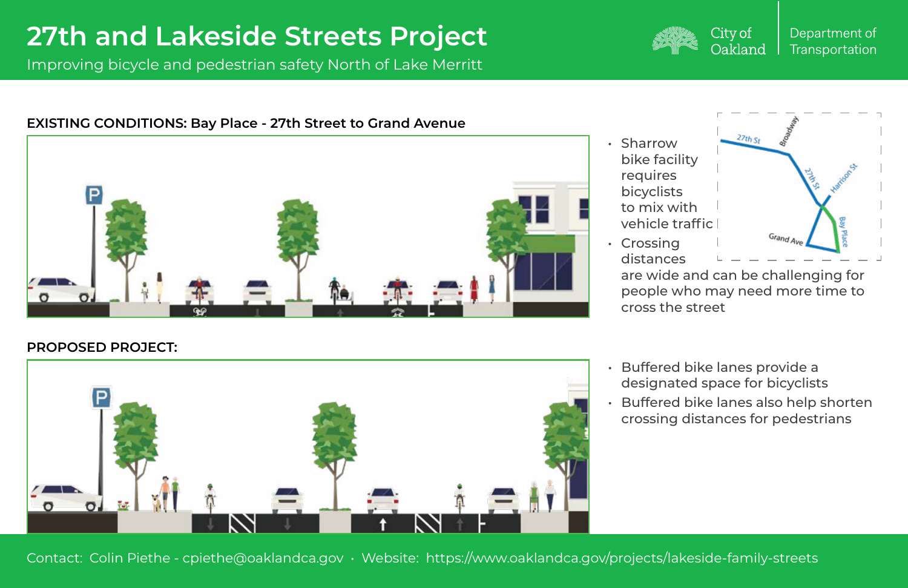# 27th and Lakeside Streets Project

Improving bicycle and pedestrian safety North of Lake Merritt

City of Oakland | Department of Transportation

**EXISTING CONDITIONS: Bay Place - 27th Street to Grand Avenue**

- Sharrow bike facility requires bicyclists to mix with vehicle traffic
- Crossing distances are wide and can be challenging for people who may need more time to cross the street

**PROPOSED PROJECT:**

- Buffered bike lanes provide a designated space for bicyclists
- Buffered bike lanes also help shorten crossing distances for pedestrians

Contact: Colin Piethe - cpiethe@oaklandca.gov • Website: https://www.oaklandca.gov/projects/lakeside-family-streets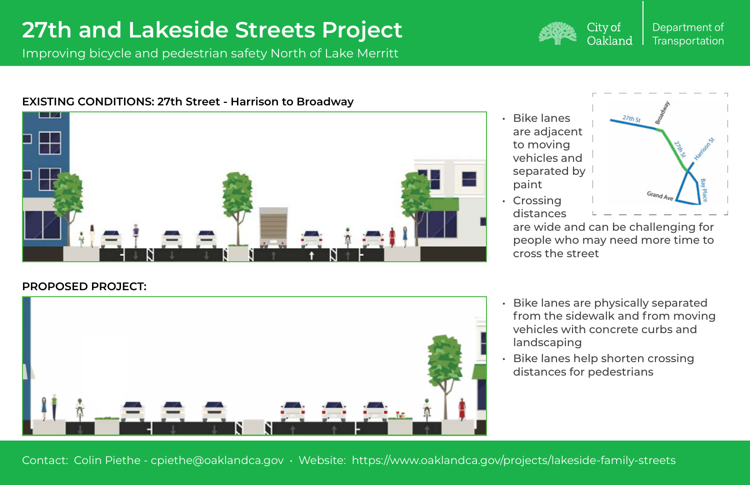# 27th and Lakeside Streets Project

Improving bicycle and pedestrian safety North of Lake Merritt

City of Oakland | Department of Transportation

**EXISTING CONDITIONS: 27th Street - Harrison to Broadway**

- Bike lanes are adjacent to moving vehicles and separated by paint
- Crossing distances are wide and can be challenging for people who may need more time to cross the street

**PROPOSED PROJECT:**

- Bike lanes are physically separated from the sidewalk and from moving vehicles with concrete curbs and landscaping
- Bike lanes help shorten crossing distances for pedestrians

Contact: Colin Piethe - cpiethe@oaklandca.gov • Website: https://www.oaklandca.gov/projects/lakeside-family-streets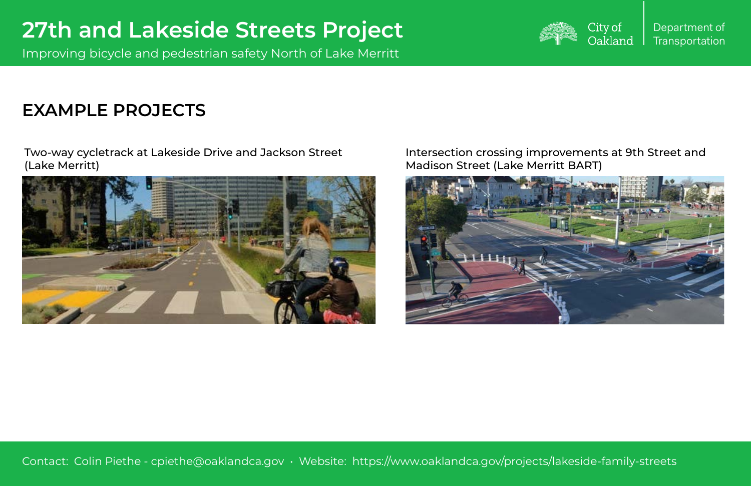# 27th and Lakeside Streets Project

Improving bicycle and pedestrian safety North of Lake Merritt

City of Oakland | Department of Transportation

## EXAMPLE PROJECTS

Two-way cycletrack at Lakeside Drive and Jackson Street (Lake Merritt)

Intersection crossing improvements at 9th Street and Madison Street (Lake Merritt BART)

Contact: Colin Piethe - cpiethe@oaklandca.gov • Website: https://www.oaklandca.gov/projects/lakeside-family-streets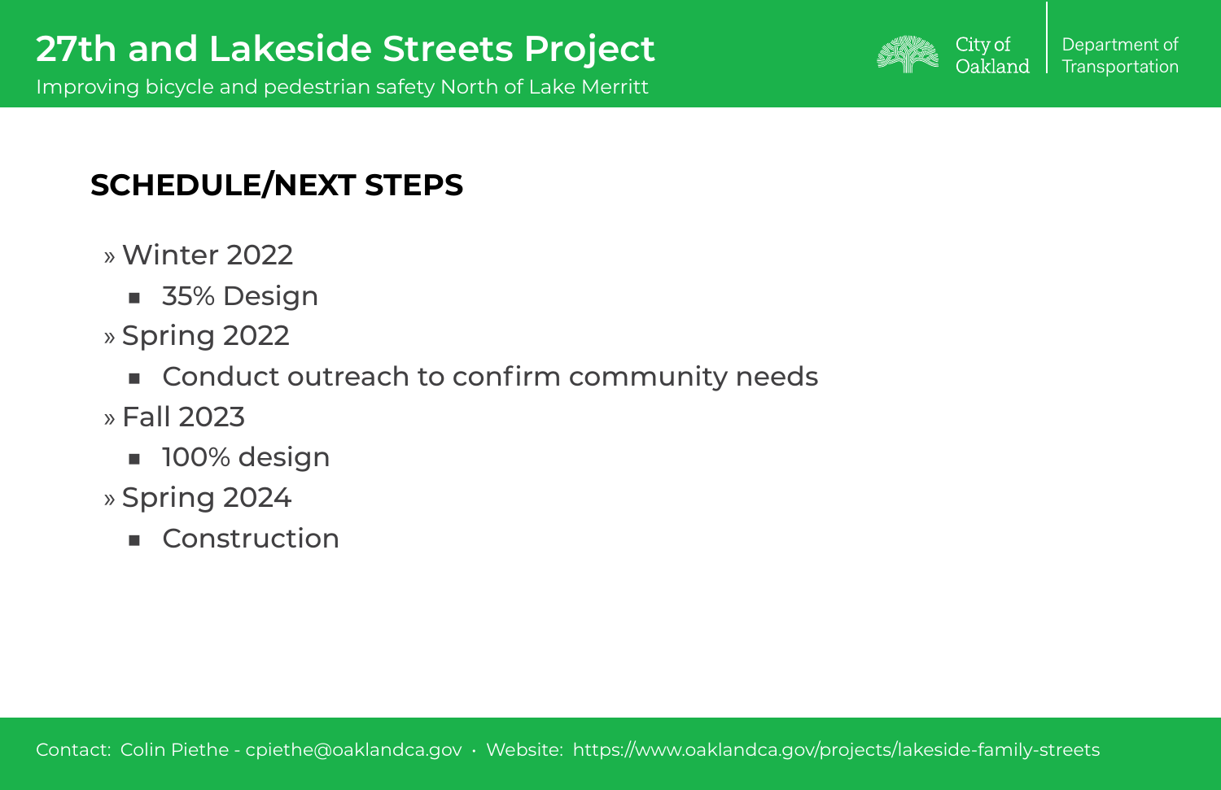# 27th and Lakeside Streets Project

Improving bicycle and pedestrian safety North of Lake Merritt

City of Oakland | Department of Transportation

## SCHEDULE/NEXT STEPS

- Winter 2022
  - 35% Design
- Spring 2022
  - Conduct outreach to confirm community needs
- Fall 2023
  - 100% design
- Spring 2024
  - Construction

Contact: Colin Piethe - cpiethe@oaklandca.gov • Website: https://www.oaklandca.gov/projects/lakeside-family-streets